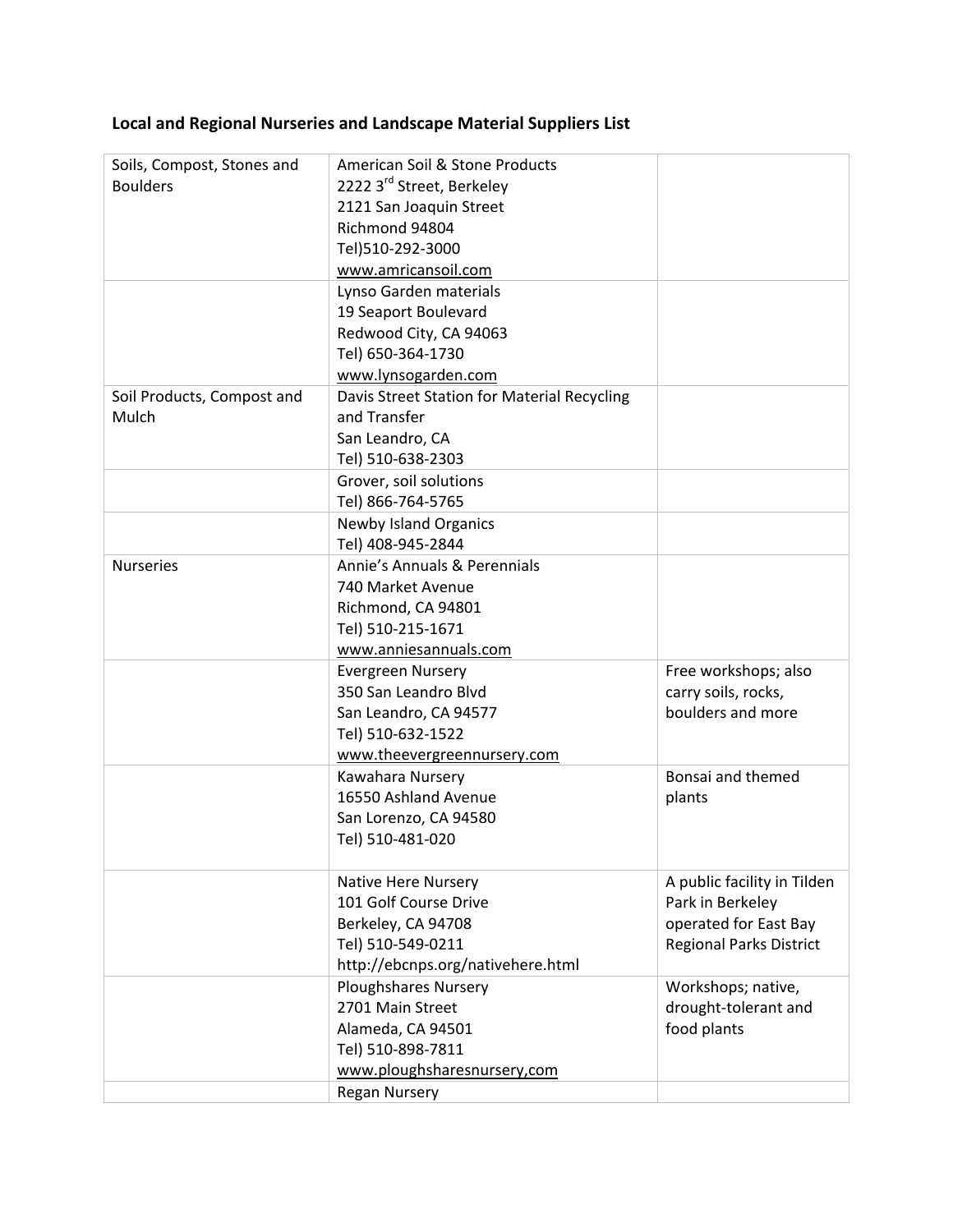## Local and Regional Nurseries and Landscape Material Suppliers List

| | | |
|---|---|---|
| Soils, Compost, Stones and Boulders | American Soil & Stone Products<br>2222 3rd Street, Berkeley<br>2121 San Joaquin Street<br>Richmond 94804<br>Tel)510-292-3000<br>www.amricansoil.com | |
| | Lynso Garden materials<br>19 Seaport Boulevard<br>Redwood City, CA 94063<br>Tel) 650-364-1730<br>www.lynsogarden.com | |
| Soil Products, Compost and Mulch | Davis Street Station for Material Recycling and Transfer<br>San Leandro, CA<br>Tel) 510-638-2303 | |
| | Grover, soil solutions<br>Tel) 866-764-5765 | |
| | Newby Island Organics<br>Tel) 408-945-2844 | |
| Nurseries | Annie's Annuals & Perennials<br>740 Market Avenue<br>Richmond, CA 94801<br>Tel) 510-215-1671<br>www.anniesannuals.com | |
| | Evergreen Nursery<br>350 San Leandro Blvd<br>San Leandro, CA 94577<br>Tel) 510-632-1522<br>www.theevergreennursery.com | Free workshops; also carry soils, rocks, boulders and more |
| | Kawahara Nursery<br>16550 Ashland Avenue<br>San Lorenzo, CA 94580<br>Tel) 510-481-020 | Bonsai and themed plants |
| | Native Here Nursery<br>101 Golf Course Drive<br>Berkeley, CA 94708<br>Tel) 510-549-0211<br>http://ebcnps.org/nativehere.html | A public facility in Tilden Park in Berkeley operated for East Bay Regional Parks District |
| | Ploughshares Nursery<br>2701 Main Street<br>Alameda, CA 94501<br>Tel) 510-898-7811<br>www.ploughsharesnursery,com | Workshops; native, drought-tolerant and food plants |
| | Regan Nursery | |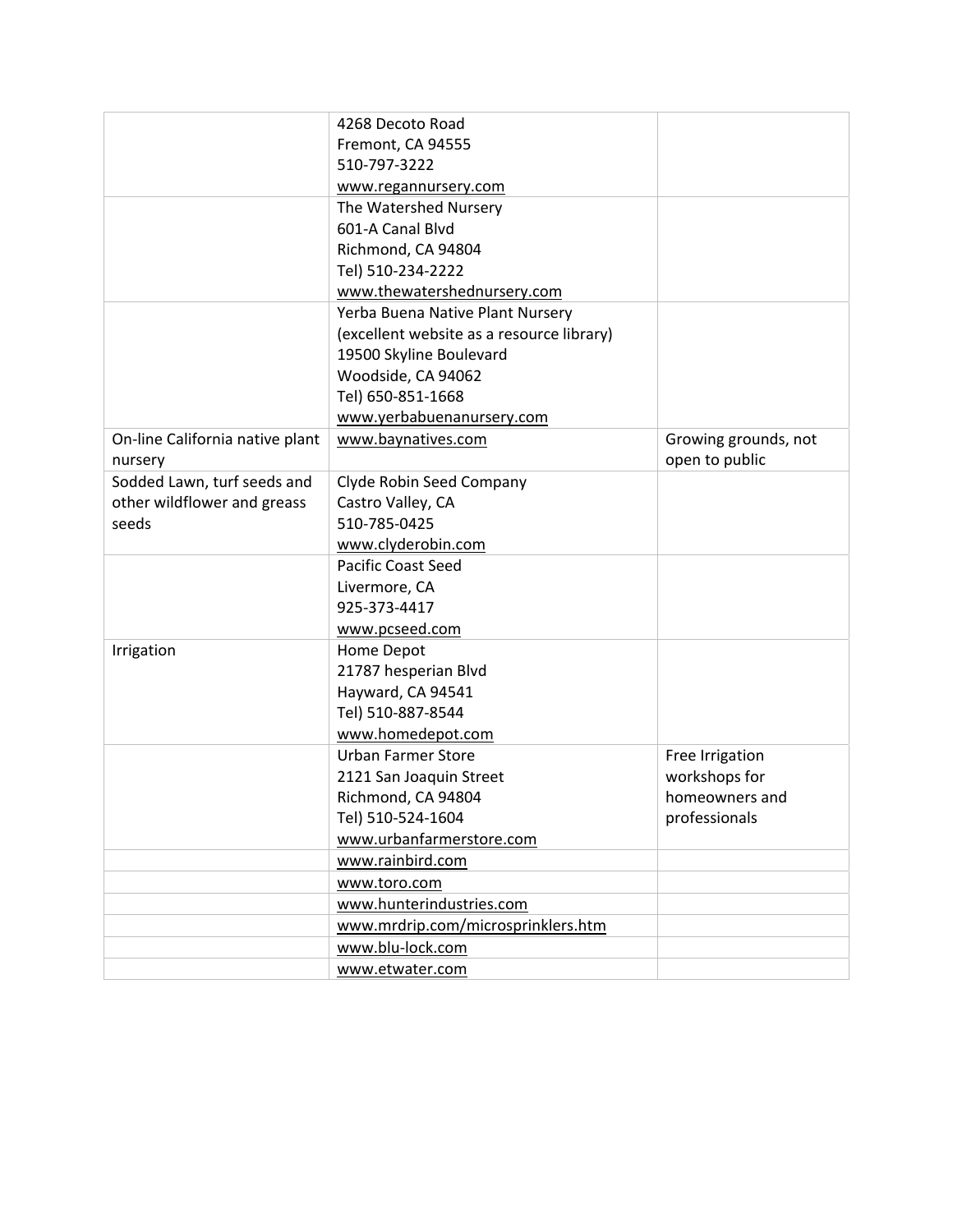| | | |
|---|---|---|
| | 4268 Decoto Road<br>Fremont, CA 94555<br>510-797-3222<br>www.regannursery.com | |
| | The Watershed Nursery<br>601-A Canal Blvd<br>Richmond, CA 94804<br>Tel) 510-234-2222<br>www.thewatershednursery.com | |
| | Yerba Buena Native Plant Nursery<br>(excellent website as a resource library)<br>19500 Skyline Boulevard<br>Woodside, CA 94062<br>Tel) 650-851-1668<br>www.yerbabuenanursery.com | |
| On-line California native plant nursery | www.baynatives.com | Growing grounds, not open to public |
| Sodded Lawn, turf seeds and other wildflower and greass seeds | Clyde Robin Seed Company<br>Castro Valley, CA<br>510-785-0425<br>www.clyderobin.com | |
| | Pacific Coast Seed<br>Livermore, CA<br>925-373-4417<br>www.pcseed.com | |
| Irrigation | Home Depot<br>21787 hesperian Blvd<br>Hayward, CA 94541<br>Tel) 510-887-8544<br>www.homedepot.com | |
| | Urban Farmer Store<br>2121 San Joaquin Street<br>Richmond, CA 94804<br>Tel) 510-524-1604<br>www.urbanfarmerstore.com | Free Irrigation workshops for homeowners and professionals |
| | www.rainbird.com | |
| | www.toro.com | |
| | www.hunterindustries.com | |
| | www.mrdrip.com/microsprinklers.htm | |
| | www.blu-lock.com | |
| | www.etwater.com | |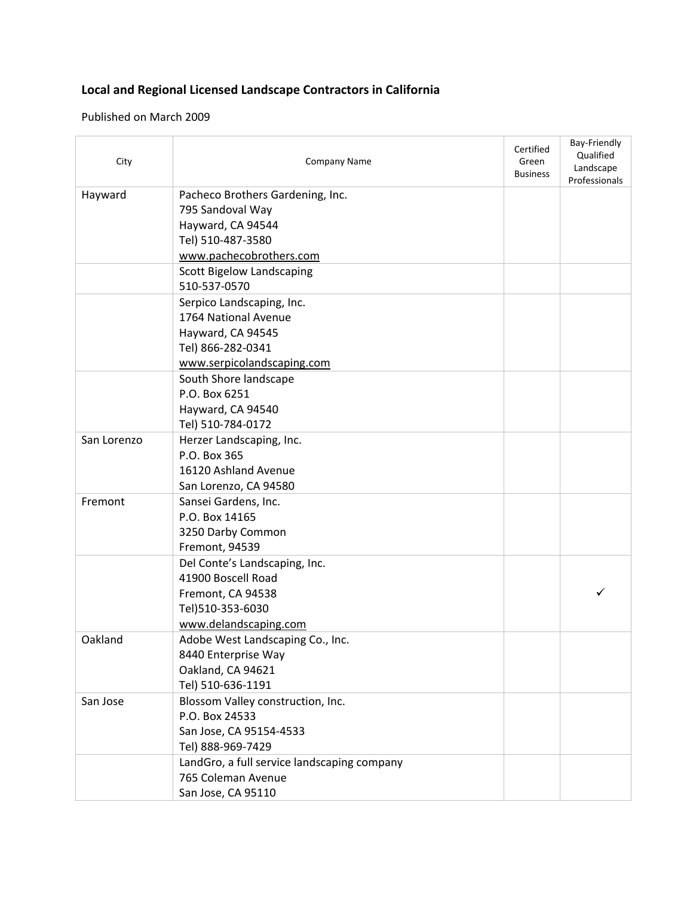## Local and Regional Licensed Landscape Contractors in California

Published on March 2009

| City | Company Name | Certified Green Business | Bay-Friendly Qualified Landscape Professionals |
|---|---|---|---|
| Hayward | Pacheco Brothers Gardening, Inc.<br>795 Sandoval Way<br>Hayward, CA 94544<br>Tel) 510-487-3580<br>www.pachecobrothers.com | | |
| | Scott Bigelow Landscaping<br>510-537-0570 | | |
| | Serpico Landscaping, Inc.<br>1764 National Avenue<br>Hayward, CA 94545<br>Tel) 866-282-0341<br>www.serpicolandscaping.com | | |
| | South Shore landscape<br>P.O. Box 6251<br>Hayward, CA 94540<br>Tel) 510-784-0172 | | |
| San Lorenzo | Herzer Landscaping, Inc.<br>P.O. Box 365<br>16120 Ashland Avenue<br>San Lorenzo, CA 94580 | | |
| Fremont | Sansei Gardens, Inc.<br>P.O. Box 14165<br>3250 Darby Common<br>Fremont, 94539 | | |
| | Del Conte's Landscaping, Inc.<br>41900 Boscell Road<br>Fremont, CA 94538<br>Tel)510-353-6030<br>www.delandscaping.com | | ✓ |
| Oakland | Adobe West Landscaping Co., Inc.<br>8440 Enterprise Way<br>Oakland, CA 94621<br>Tel) 510-636-1191 | | |
| San Jose | Blossom Valley construction, Inc.<br>P.O. Box 24533<br>San Jose, CA 95154-4533<br>Tel) 888-969-7429 | | |
| | LandGro, a full service landscaping company<br>765 Coleman Avenue<br>San Jose, CA 95110 | | |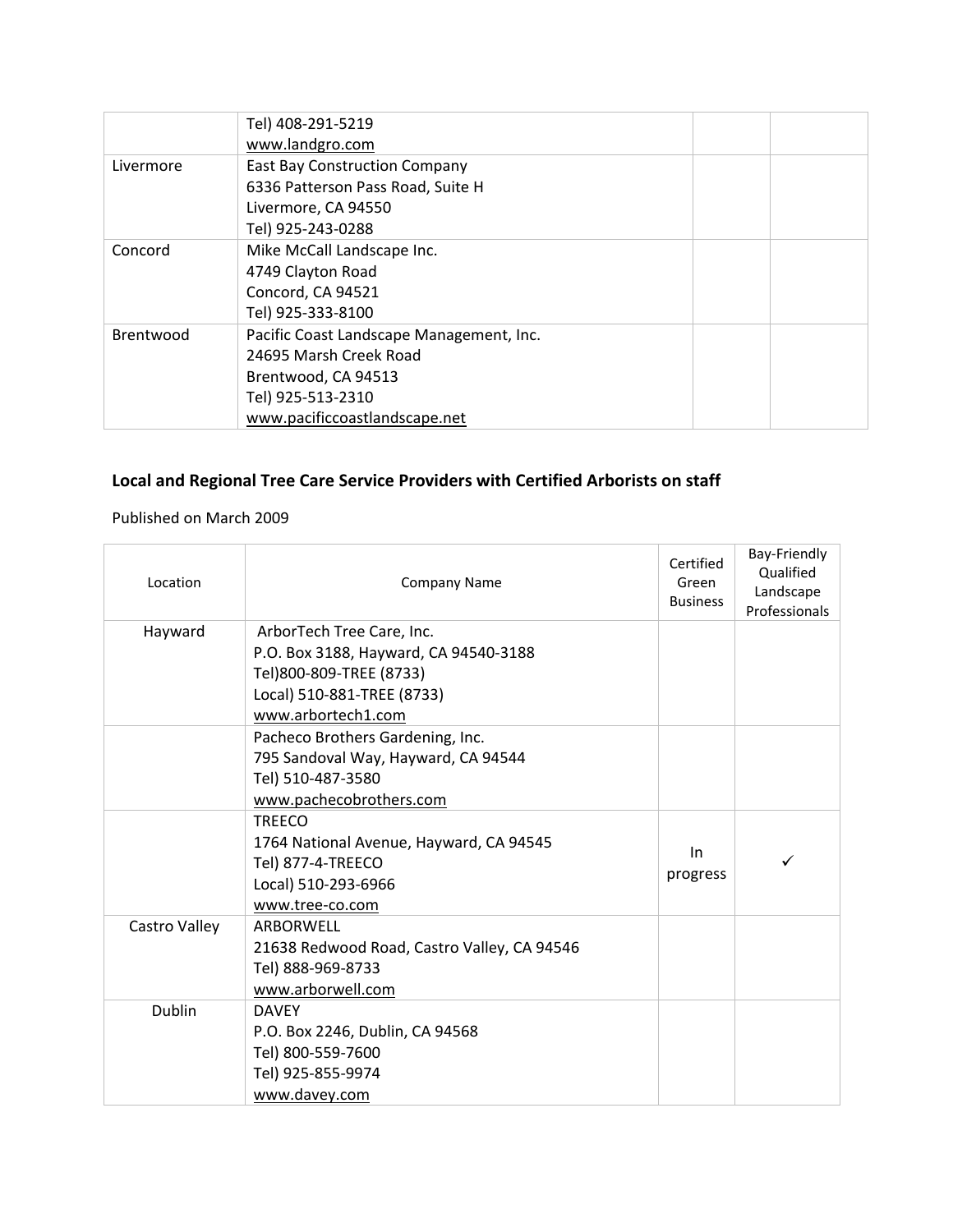| | | | |
|---|---|---|---|
| | Tel) 408-291-5219<br>www.landgro.com | | |
| Livermore | East Bay Construction Company<br>6336 Patterson Pass Road, Suite H<br>Livermore, CA 94550<br>Tel) 925-243-0288 | | |
| Concord | Mike McCall Landscape Inc.<br>4749 Clayton Road<br>Concord, CA 94521<br>Tel) 925-333-8100 | | |
| Brentwood | Pacific Coast Landscape Management, Inc.<br>24695 Marsh Creek Road<br>Brentwood, CA 94513<br>Tel) 925-513-2310<br>www.pacificcoastlandscape.net | | |

### Local and Regional Tree Care Service Providers with Certified Arborists on staff

Published on March 2009

| Location | Company Name | Certified Green Business | Bay-Friendly Qualified Landscape Professionals |
|---|---|---|---|
| Hayward | ArborTech Tree Care, Inc.<br>P.O. Box 3188, Hayward, CA 94540-3188<br>Tel)800-809-TREE (8733)<br>Local) 510-881-TREE (8733)<br>www.arbortech1.com | | |
| | Pacheco Brothers Gardening, Inc.<br>795 Sandoval Way, Hayward, CA 94544<br>Tel) 510-487-3580<br>www.pachecobrothers.com | | |
| | TREECO<br>1764 National Avenue, Hayward, CA 94545<br>Tel) 877-4-TREECO<br>Local) 510-293-6966<br>www.tree-co.com | In progress | ✓ |
| Castro Valley | ARBORWELL<br>21638 Redwood Road, Castro Valley, CA 94546<br>Tel) 888-969-8733<br>www.arborwell.com | | |
| Dublin | DAVEY<br>P.O. Box 2246, Dublin, CA 94568<br>Tel) 800-559-7600<br>Tel) 925-855-9974<br>www.davey.com | | |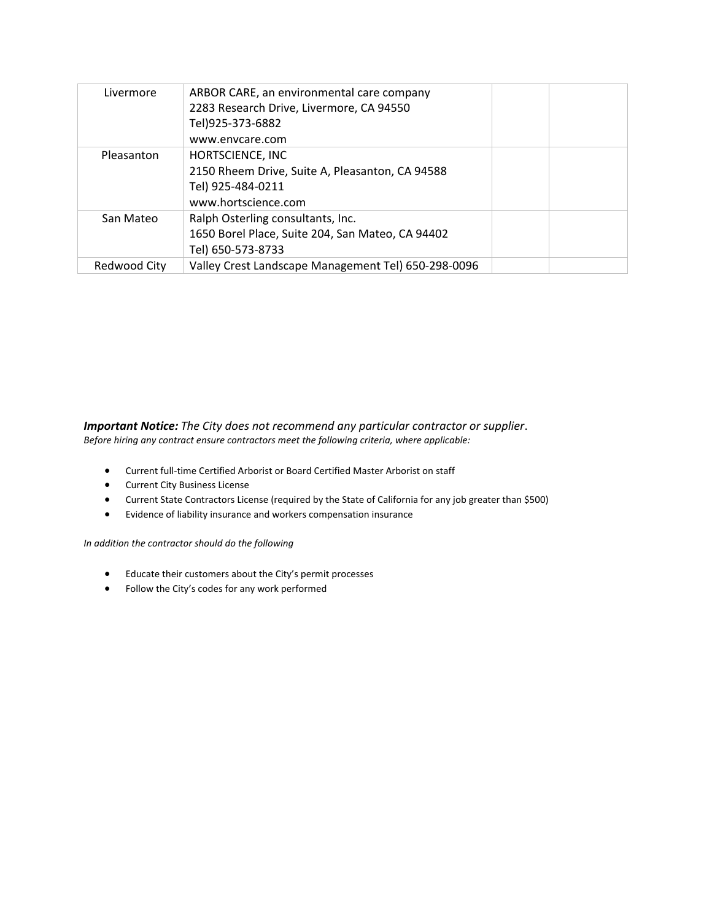| | | | |
|---|---|---|---|
| Livermore | ARBOR CARE, an environmental care company<br>2283 Research Drive, Livermore, CA 94550<br>Tel)925-373-6882<br>www.envcare.com | | |
| Pleasanton | HORTSCIENCE, INC<br>2150 Rheem Drive, Suite A, Pleasanton, CA 94588<br>Tel) 925-484-0211<br>www.hortscience.com | | |
| San Mateo | Ralph Osterling consultants, Inc.<br>1650 Borel Place, Suite 204, San Mateo, CA 94402<br>Tel) 650-573-8733 | | |
| Redwood City | Valley Crest Landscape Management Tel) 650-298-0096 | | |

***Important Notice:*** *The City does not recommend any particular contractor or supplier*.

*Before hiring any contract ensure contractors meet the following criteria, where applicable:*

- Current full-time Certified Arborist or Board Certified Master Arborist on staff
- Current City Business License
- Current State Contractors License (required by the State of California for any job greater than $500)
- Evidence of liability insurance and workers compensation insurance

*In addition the contractor should do the following*

- Educate their customers about the City's permit processes
- Follow the City's codes for any work performed